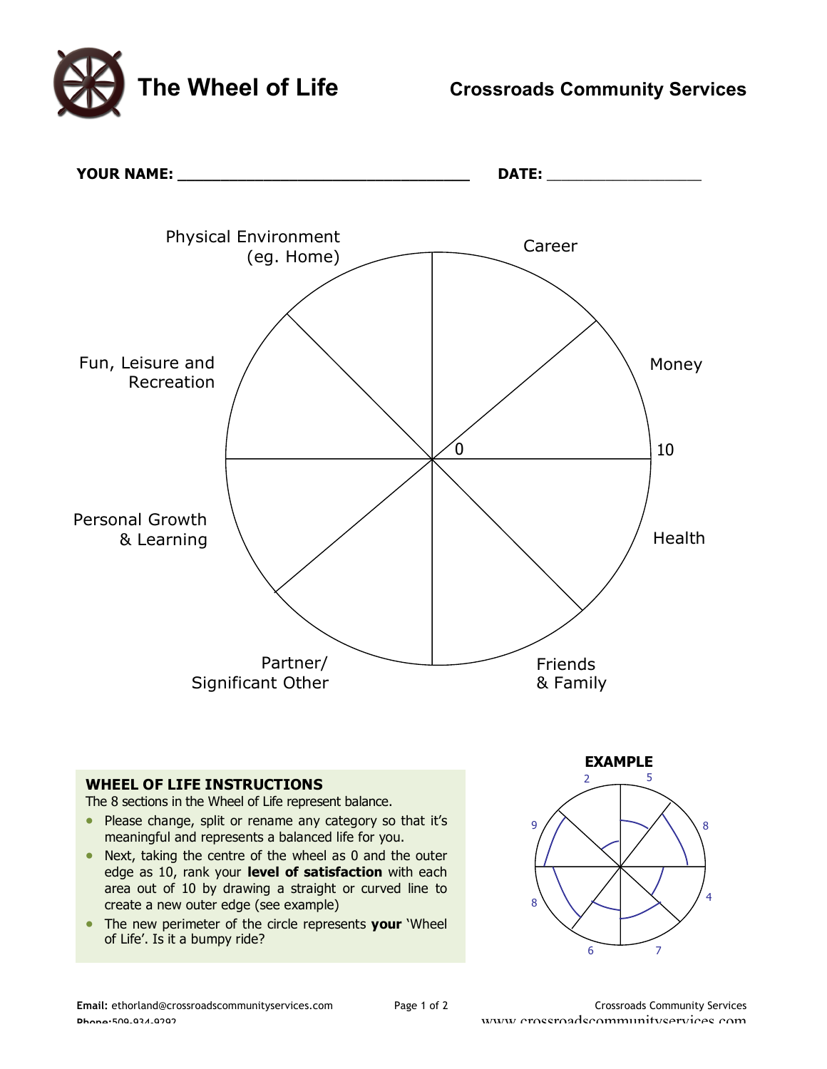# The Wheel of Life

**Crossroads Community Services**

**YOUR NAME:** ________________________________ **DATE:** ________________

Physical Environment (eg. Home)

Career

Fun, Leisure and Recreation

Money

0

10

Personal Growth & Learning

Health

Partner/ Significant Other

Friends & Family

**EXAMPLE**

2 5 9 8 8 4 6 7

## WHEEL OF LIFE INSTRUCTIONS

The 8 sections in the Wheel of Life represent balance.

- Please change, split or rename any category so that it's meaningful and represents a balanced life for you.
- Next, taking the centre of the wheel as 0 and the outer edge as 10, rank your **level of satisfaction** with each area out of 10 by drawing a straight or curved line to create a new outer edge (see example)
- The new perimeter of the circle represents **your** 'Wheel of Life'. Is it a bumpy ride?

**Email:** ethorland@crossroadscommunityservices.com
**Phone:** 509-934-9292

Crossroads Community Services
www.crossroadscommunityservices.com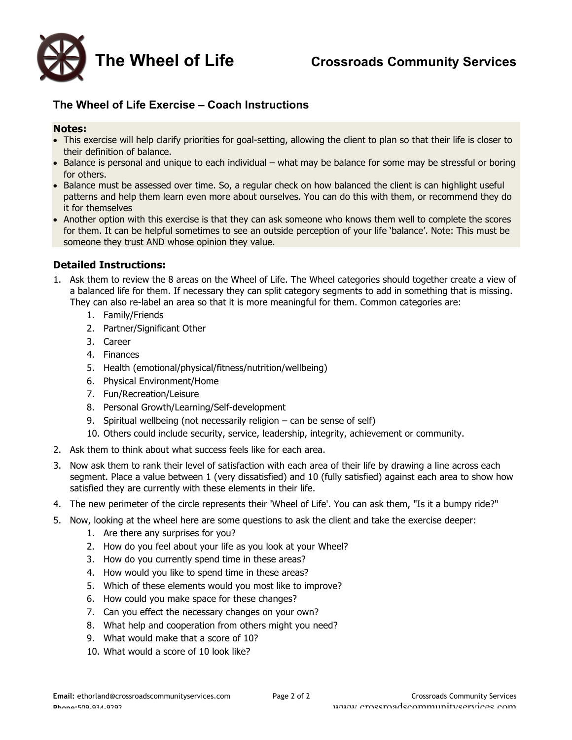# The Wheel of Life

Crossroads Community Services

## The Wheel of Life Exercise – Coach Instructions

### Notes:

- This exercise will help clarify priorities for goal-setting, allowing the client to plan so that their life is closer to their definition of balance.
- Balance is personal and unique to each individual – what may be balance for some may be stressful or boring for others.
- Balance must be assessed over time. So, a regular check on how balanced the client is can highlight useful patterns and help them learn even more about ourselves. You can do this with them, or recommend they do it for themselves
- Another option with this exercise is that they can ask someone who knows them well to complete the scores for them. It can be helpful sometimes to see an outside perception of your life 'balance'. Note: This must be someone they trust AND whose opinion they value.

### Detailed Instructions:

1. Ask them to review the 8 areas on the Wheel of Life. The Wheel categories should together create a view of a balanced life for them. If necessary they can split category segments to add in something that is missing. They can also re-label an area so that it is more meaningful for them. Common categories are:
    1. Family/Friends
    2. Partner/Significant Other
    3. Career
    4. Finances
    5. Health (emotional/physical/fitness/nutrition/wellbeing)
    6. Physical Environment/Home
    7. Fun/Recreation/Leisure
    8. Personal Growth/Learning/Self-development
    9. Spiritual wellbeing (not necessarily religion – can be sense of self)
    10. Others could include security, service, leadership, integrity, achievement or community.
2. Ask them to think about what success feels like for each area.
3. Now ask them to rank their level of satisfaction with each area of their life by drawing a line across each segment. Place a value between 1 (very dissatisfied) and 10 (fully satisfied) against each area to show how satisfied they are currently with these elements in their life.
4. The new perimeter of the circle represents their 'Wheel of Life'. You can ask them, "Is it a bumpy ride?"
5. Now, looking at the wheel here are some questions to ask the client and take the exercise deeper:
    1. Are there any surprises for you?
    2. How do you feel about your life as you look at your Wheel?
    3. How do you currently spend time in these areas?
    4. How would you like to spend time in these areas?
    5. Which of these elements would you most like to improve?
    6. How could you make space for these changes?
    7. Can you effect the necessary changes on your own?
    8. What help and cooperation from others might you need?
    9. What would make that a score of 10?
    10. What would a score of 10 look like?

**Email:** ethorland@crossroadscommunityservices.com
**Phone:** 509-934-9292
Crossroads Community Services
www.crossroadscommunityservices.com